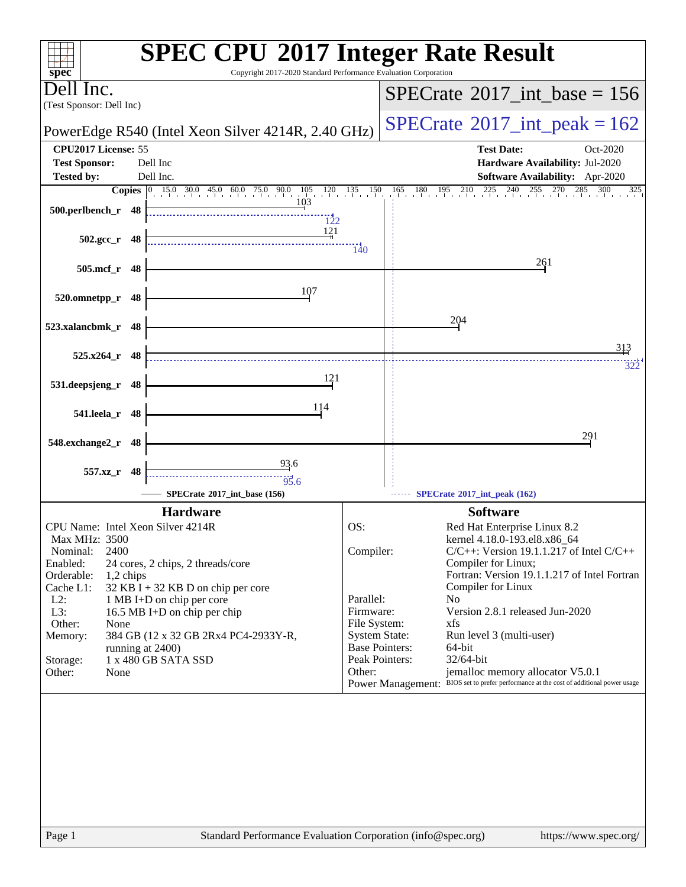# SPEC CPU 2017 Integer Rate Result

Copyright 2017-2020 Standard Performance Evaluation Corporation

**Dell Inc.**
(Test Sponsor: Dell Inc)

PowerEdge R540 (Intel Xeon Silver 4214R, 2.40 GHz)

**SPECrate 2017_int_base = 156**

**SPECrate 2017_int_peak = 162**

| | | | |
|---|---|---|---|
| **CPU2017 License:** 55 | | **Test Date:** | Oct-2020 |
| **Test Sponsor:** | Dell Inc | **Hardware Availability:** | Jul-2020 |
| **Tested by:** | Dell Inc. | **Software Availability:** | Apr-2020 |

| Benchmark | Copies | SPECrate 2017_int_base (156) | SPECrate 2017_int_peak (162) |
|---|---|---|---|
| 500.perlbench_r | 48 | 103 | 122 |
| 502.gcc_r | 48 | 121 | 140 |
| 505.mcf_r | 48 | 261 | |
| 520.omnetpp_r | 48 | 107 | |
| 523.xalancbmk_r | 48 | 204 | |
| 525.x264_r | 48 | 313 | 322 |
| 531.deepsjeng_r | 48 | 121 | |
| 541.leela_r | 48 | 114 | |
| 548.exchange2_r | 48 | 291 | |
| 557.xz_r | 48 | 93.6 | 95.6 |

## Hardware

- **CPU Name:** Intel Xeon Silver 4214R
- **Max MHz:** 3500
- **Nominal:** 2400
- **Enabled:** 24 cores, 2 chips, 2 threads/core
- **Orderable:** 1,2 chips
- **Cache L1:** 32 KB I + 32 KB D on chip per core
- **L2:** 1 MB I+D on chip per core
- **L3:** 16.5 MB I+D on chip per chip
- **Other:** None
- **Memory:** 384 GB (12 x 32 GB 2Rx4 PC4-2933Y-R, running at 2400)
- **Storage:** 1 x 480 GB SATA SSD
- **Other:** None

## Software

- **OS:** Red Hat Enterprise Linux 8.2 kernel 4.18.0-193.el8.x86_64
- **Compiler:** C/C++: Version 19.1.1.217 of Intel C/C++ Compiler for Linux; Fortran: Version 19.1.1.217 of Intel Fortran Compiler for Linux
- **Parallel:** No
- **Firmware:** Version 2.8.1 released Jun-2020
- **File System:** xfs
- **System State:** Run level 3 (multi-user)
- **Base Pointers:** 64-bit
- **Peak Pointers:** 32/64-bit
- **Other:** jemalloc memory allocator V5.0.1
- **Power Management:** BIOS set to prefer performance at the cost of additional power usage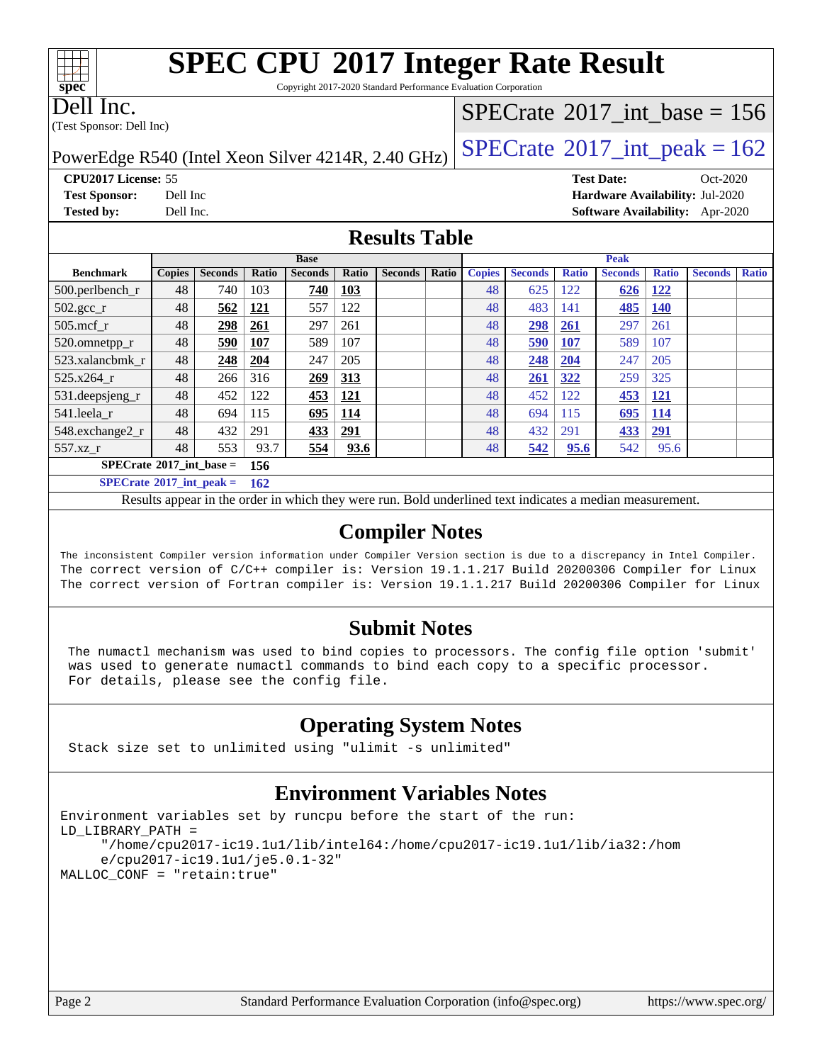# SPEC CPU 2017 Integer Rate Result

Copyright 2017-2020 Standard Performance Evaluation Corporation

**Dell Inc.**
(Test Sponsor: Dell Inc)

PowerEdge R540 (Intel Xeon Silver 4214R, 2.40 GHz)

SPECrate 2017_int_base = 156

SPECrate 2017_int_peak = 162

**CPU2017 License:** 55
**Test Sponsor:** Dell Inc
**Tested by:** Dell Inc.

**Test Date:** Oct-2020
**Hardware Availability:** Jul-2020
**Software Availability:** Apr-2020

## Results Table

| Benchmark | Base | | | | | | | Peak | | | | | | |
|---|---|---|---|---|---|---|---|---|---|---|---|---|---|---|
| | Copies | Seconds | Ratio | Seconds | Ratio | Seconds | Ratio | Copies | Seconds | Ratio | Seconds | Ratio | Seconds | Ratio |
| 500.perlbench_r | 48 | 740 | 103 | **740** | **103** | | | 48 | 625 | 122 | **626** | **122** | | |
| 502.gcc_r | 48 | **562** | **121** | 557 | 122 | | | 48 | 483 | 141 | **485** | **140** | | |
| 505.mcf_r | 48 | **298** | **261** | 297 | 261 | | | 48 | **298** | **261** | 297 | 261 | | |
| 520.omnetpp_r | 48 | **590** | **107** | 589 | 107 | | | 48 | **590** | **107** | 589 | 107 | | |
| 523.xalancbmk_r | 48 | **248** | **204** | 247 | 205 | | | 48 | **248** | **204** | 247 | 205 | | |
| 525.x264_r | 48 | 266 | 316 | **269** | **313** | | | 48 | **261** | **322** | 259 | 325 | | |
| 531.deepsjeng_r | 48 | 452 | 122 | **453** | **121** | | | 48 | 452 | 122 | **453** | **121** | | |
| 541.leela_r | 48 | 694 | 115 | **695** | **114** | | | 48 | 694 | 115 | **695** | **114** | | |
| 548.exchange2_r | 48 | 432 | 291 | **433** | **291** | | | 48 | 432 | 291 | **433** | **291** | | |
| 557.xz_r | 48 | 553 | 93.7 | **554** | **93.6** | | | 48 | **542** | **95.6** | 542 | 95.6 | | |

**SPECrate 2017_int_base = 156**

**SPECrate 2017_int_peak = 162**

Results appear in the order in which they were run. Bold underlined text indicates a median measurement.

## Compiler Notes

```
The inconsistent Compiler version information under Compiler Version section is due to a discrepancy in Intel Compiler.
The correct version of C/C++ compiler is: Version 19.1.1.217 Build 20200306 Compiler for Linux
The correct version of Fortran compiler is: Version 19.1.1.217 Build 20200306 Compiler for Linux
```

## Submit Notes

```
The numactl mechanism was used to bind copies to processors. The config file option 'submit'
was used to generate numactl commands to bind each copy to a specific processor.
For details, please see the config file.
```

## Operating System Notes

```
Stack size set to unlimited using "ulimit -s unlimited"
```

## Environment Variables Notes

```
Environment variables set by runcpu before the start of the run:
LD_LIBRARY_PATH =
     "/home/cpu2017-ic19.1u1/lib/intel64:/home/cpu2017-ic19.1u1/lib/ia32:/hom
     e/cpu2017-ic19.1u1/je5.0.1-32"
MALLOC_CONF = "retain:true"
```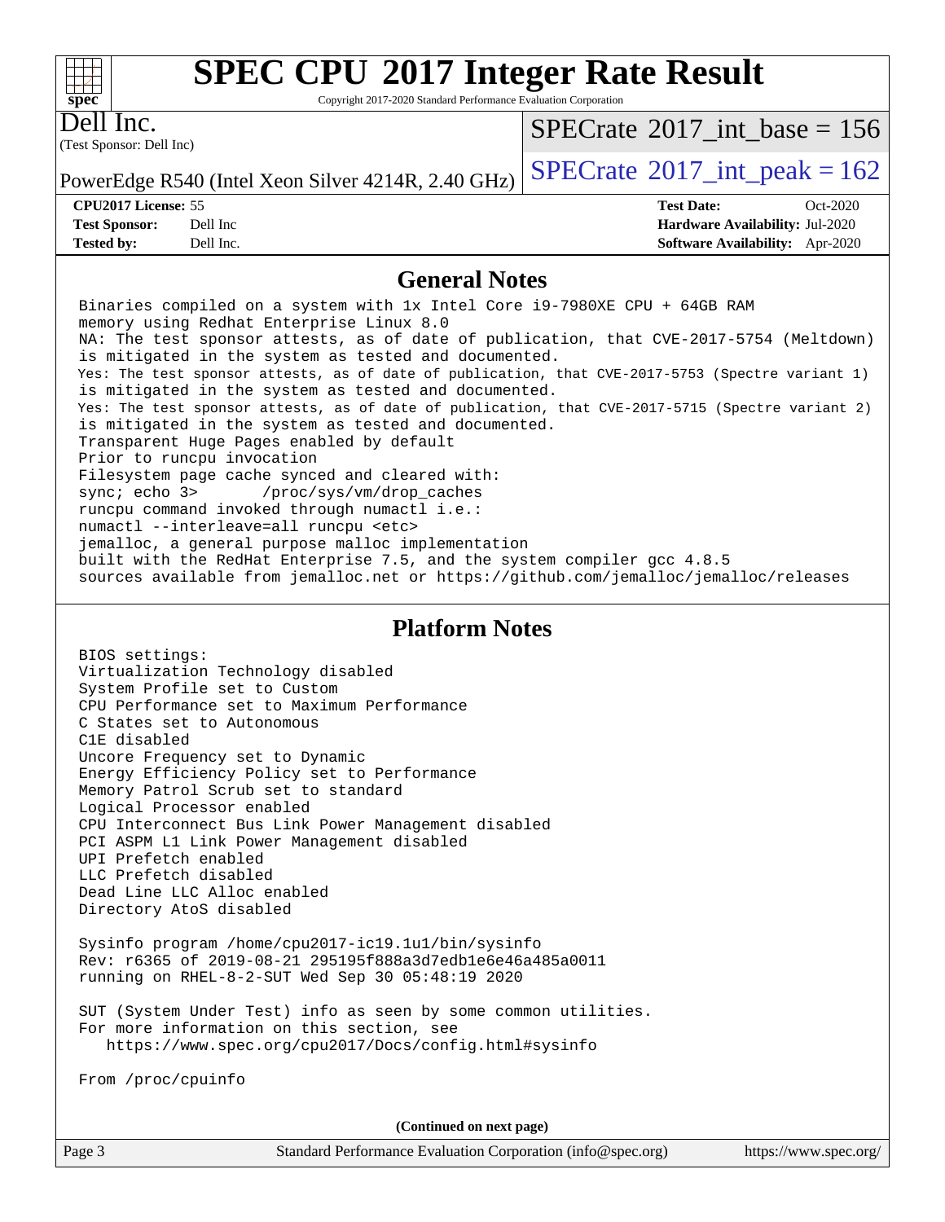# SPEC CPU 2017 Integer Rate Result

Copyright 2017-2020 Standard Performance Evaluation Corporation

**Dell Inc.**
(Test Sponsor: Dell Inc)

PowerEdge R540 (Intel Xeon Silver 4214R, 2.40 GHz)

SPECrate 2017_int_base = 156

SPECrate 2017_int_peak = 162

| | | | |
|---|---|---|---|
| **CPU2017 License:** | 55 | **Test Date:** | Oct-2020 |
| **Test Sponsor:** | Dell Inc | **Hardware Availability:** | Jul-2020 |
| **Tested by:** | Dell Inc. | **Software Availability:** | Apr-2020 |

## General Notes

```
Binaries compiled on a system with 1x Intel Core i9-7980XE CPU + 64GB RAM
memory using Redhat Enterprise Linux 8.0
NA: The test sponsor attests, as of date of publication, that CVE-2017-5754 (Meltdown)
is mitigated in the system as tested and documented.
Yes: The test sponsor attests, as of date of publication, that CVE-2017-5753 (Spectre variant 1)
is mitigated in the system as tested and documented.
Yes: The test sponsor attests, as of date of publication, that CVE-2017-5715 (Spectre variant 2)
is mitigated in the system as tested and documented.
Transparent Huge Pages enabled by default
Prior to runcpu invocation
Filesystem page cache synced and cleared with:
sync; echo 3>       /proc/sys/vm/drop_caches
runcpu command invoked through numactl i.e.:
numactl --interleave=all runcpu <etc>
jemalloc, a general purpose malloc implementation
built with the RedHat Enterprise 7.5, and the system compiler gcc 4.8.5
sources available from jemalloc.net or https://github.com/jemalloc/jemalloc/releases
```

## Platform Notes

```
BIOS settings:
Virtualization Technology disabled
System Profile set to Custom
CPU Performance set to Maximum Performance
C States set to Autonomous
C1E disabled
Uncore Frequency set to Dynamic
Energy Efficiency Policy set to Performance
Memory Patrol Scrub set to standard
Logical Processor enabled
CPU Interconnect Bus Link Power Management disabled
PCI ASPM L1 Link Power Management disabled
UPI Prefetch enabled
LLC Prefetch disabled
Dead Line LLC Alloc enabled
Directory AtoS disabled

Sysinfo program /home/cpu2017-ic19.1u1/bin/sysinfo
Rev: r6365 of 2019-08-21 295195f888a3d7edb1e6e46a485a0011
running on RHEL-8-2-SUT Wed Sep 30 05:48:19 2020

SUT (System Under Test) info as seen by some common utilities.
For more information on this section, see
   https://www.spec.org/cpu2017/Docs/config.html#sysinfo

From /proc/cpuinfo
```

**(Continued on next page)**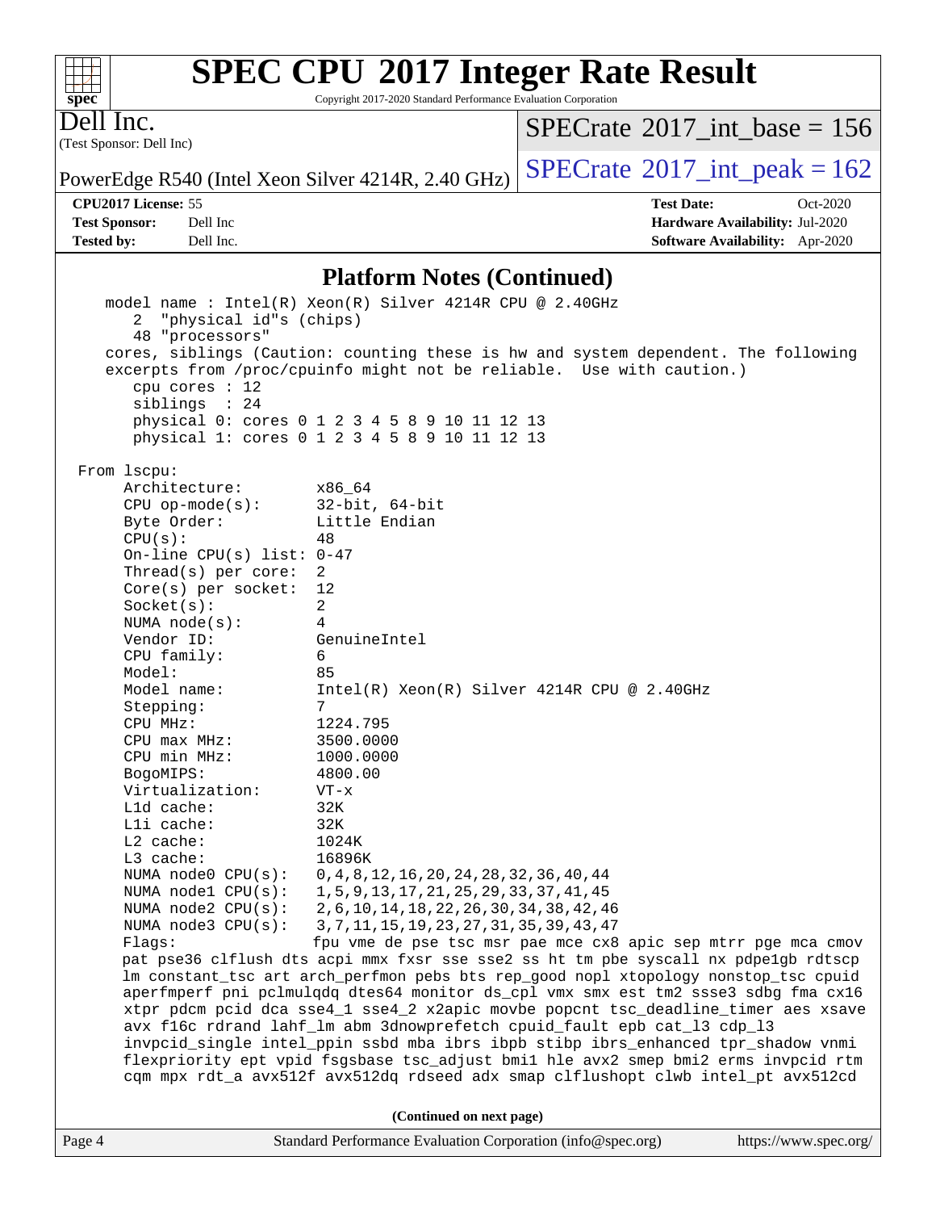# SPEC CPU 2017 Integer Rate Result

Copyright 2017-2020 Standard Performance Evaluation Corporation

**Dell Inc.**
(Test Sponsor: Dell Inc)

PowerEdge R540 (Intel Xeon Silver 4214R, 2.40 GHz)

SPECrate 2017_int_base = 156

SPECrate 2017_int_peak = 162

| | | | |
|---|---|---|---|
| **CPU2017 License:** | 55 | **Test Date:** | Oct-2020 |
| **Test Sponsor:** | Dell Inc | **Hardware Availability:** | Jul-2020 |
| **Tested by:** | Dell Inc. | **Software Availability:** | Apr-2020 |

## Platform Notes (Continued)

```
    model name : Intel(R) Xeon(R) Silver 4214R CPU @ 2.40GHz
       2  "physical id"s (chips)
       48 "processors"
    cores, siblings (Caution: counting these is hw and system dependent. The following
    excerpts from /proc/cpuinfo might not be reliable.  Use with caution.)
       cpu cores : 12
       siblings  : 24
       physical 0: cores 0 1 2 3 4 5 8 9 10 11 12 13
       physical 1: cores 0 1 2 3 4 5 8 9 10 11 12 13

 From lscpu:
      Architecture:          x86_64
      CPU op-mode(s):        32-bit, 64-bit
      Byte Order:            Little Endian
      CPU(s):                48
      On-line CPU(s) list: 0-47
      Thread(s) per core:  2
      Core(s) per socket:  12
      Socket(s):             2
      NUMA node(s):          4
      Vendor ID:             GenuineIntel
      CPU family:            6
      Model:                 85
      Model name:            Intel(R) Xeon(R) Silver 4214R CPU @ 2.40GHz
      Stepping:              7
      CPU MHz:               1224.795
      CPU max MHz:           3500.0000
      CPU min MHz:           1000.0000
      BogoMIPS:              4800.00
      Virtualization:        VT-x
      L1d cache:             32K
      L1i cache:             32K
      L2 cache:              1024K
      L3 cache:              16896K
      NUMA node0 CPU(s):     0,4,8,12,16,20,24,28,32,36,40,44
      NUMA node1 CPU(s):     1,5,9,13,17,21,25,29,33,37,41,45
      NUMA node2 CPU(s):     2,6,10,14,18,22,26,30,34,38,42,46
      NUMA node3 CPU(s):     3,7,11,15,19,23,27,31,35,39,43,47
      Flags:                 fpu vme de pse tsc msr pae mce cx8 apic sep mtrr pge mca cmov
      pat pse36 clflush dts acpi mmx fxsr sse sse2 ss ht tm pbe syscall nx pdpe1gb rdtscp
      lm constant_tsc art arch_perfmon pebs bts rep_good nopl xtopology nonstop_tsc cpuid
      aperfmperf pni pclmulqdq dtes64 monitor ds_cpl vmx smx est tm2 ssse3 sdbg fma cx16
      xtpr pdcm pcid dca sse4_1 sse4_2 x2apic movbe popcnt tsc_deadline_timer aes xsave
      avx f16c rdrand lahf_lm abm 3dnowprefetch cpuid_fault epb cat_l3 cdp_l3
      invpcid_single intel_ppin ssbd mba ibrs ibpb stibp ibrs_enhanced tpr_shadow vnmi
      flexpriority ept vpid fsgsbase tsc_adjust bmi1 hle avx2 smep bmi2 erms invpcid rtm
      cqm mpx rdt_a avx512f avx512dq rdseed adx smap clflushopt clwb intel_pt avx512cd
```

(Continued on next page)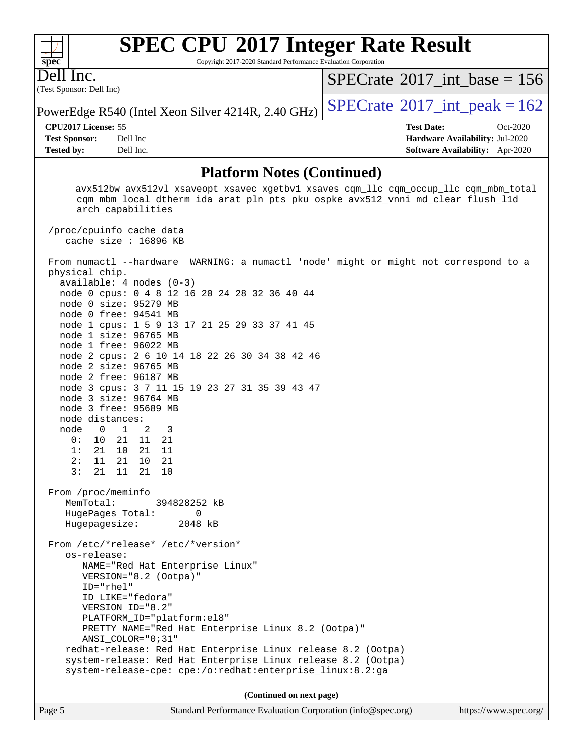## Platform Notes (Continued)

```
     avx512bw avx512vl xsaveopt xsavec xgetbv1 xsaves cqm_llc cqm_occup_llc cqm_mbm_total
     cqm_mbm_local dtherm ida arat pln pts pku ospke avx512_vnni md_clear flush_l1d
     arch_capabilities

 /proc/cpuinfo cache data
    cache size : 16896 KB

 From numactl --hardware  WARNING: a numactl 'node' might or might not correspond to a
 physical chip.
   available: 4 nodes (0-3)
   node 0 cpus: 0 4 8 12 16 20 24 28 32 36 40 44
   node 0 size: 95279 MB
   node 0 free: 94541 MB
   node 1 cpus: 1 5 9 13 17 21 25 29 33 37 41 45
   node 1 size: 96765 MB
   node 1 free: 96022 MB
   node 2 cpus: 2 6 10 14 18 22 26 30 34 38 42 46
   node 2 size: 96765 MB
   node 2 free: 96187 MB
   node 3 cpus: 3 7 11 15 19 23 27 31 35 39 43 47
   node 3 size: 96764 MB
   node 3 free: 95689 MB
   node distances:
   node   0   1   2   3
     0:  10  21  11  21
     1:  21  10  21  11
     2:  11  21  10  21
     3:  21  11  21  10

 From /proc/meminfo
    MemTotal:       394828252 kB
    HugePages_Total:       0
    Hugepagesize:       2048 kB

 From /etc/*release* /etc/*version*
    os-release:
       NAME="Red Hat Enterprise Linux"
       VERSION="8.2 (Ootpa)"
       ID="rhel"
       ID_LIKE="fedora"
       VERSION_ID="8.2"
       PLATFORM_ID="platform:el8"
       PRETTY_NAME="Red Hat Enterprise Linux 8.2 (Ootpa)"
       ANSI_COLOR="0;31"
    redhat-release: Red Hat Enterprise Linux release 8.2 (Ootpa)
    system-release: Red Hat Enterprise Linux release 8.2 (Ootpa)
    system-release-cpe: cpe:/o:redhat:enterprise_linux:8.2:ga
```

(Continued on next page)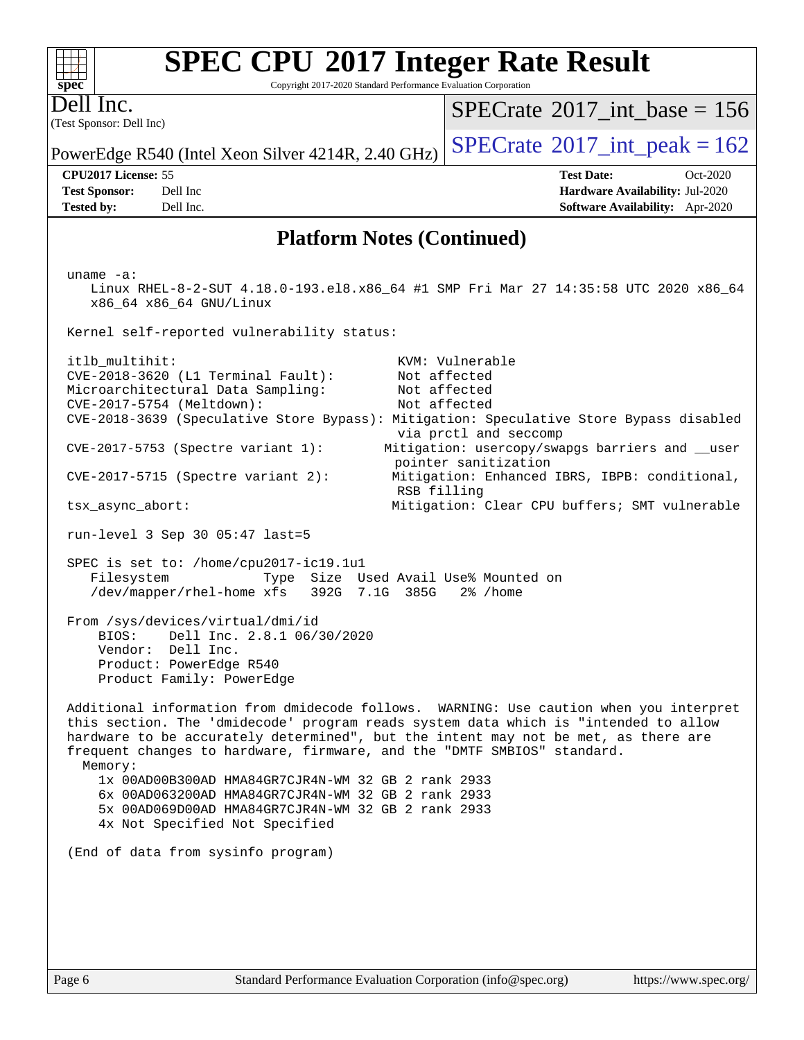## Platform Notes (Continued)

```
uname -a:
   Linux RHEL-8-2-SUT 4.18.0-193.el8.x86_64 #1 SMP Fri Mar 27 14:35:58 UTC 2020 x86_64
   x86_64 x86_64 GNU/Linux

Kernel self-reported vulnerability status:

itlb_multihit:                                         KVM: Vulnerable
CVE-2018-3620 (L1 Terminal Fault):                     Not affected
Microarchitectural Data Sampling:                      Not affected
CVE-2017-5754 (Meltdown):                              Not affected
CVE-2018-3639 (Speculative Store Bypass): Mitigation: Speculative Store Bypass disabled
                                                       via prctl and seccomp
CVE-2017-5753 (Spectre variant 1):                    Mitigation: usercopy/swapgs barriers and __user
                                                       pointer sanitization
CVE-2017-5715 (Spectre variant 2):                    Mitigation: Enhanced IBRS, IBPB: conditional,
                                                       RSB filling
tsx_async_abort:                                      Mitigation: Clear CPU buffers; SMT vulnerable

run-level 3 Sep 30 05:47 last=5

SPEC is set to: /home/cpu2017-ic19.1u1
   Filesystem            Type  Size  Used Avail Use% Mounted on
   /dev/mapper/rhel-home xfs   392G  7.1G  385G   2% /home

From /sys/devices/virtual/dmi/id
    BIOS:    Dell Inc. 2.8.1 06/30/2020
    Vendor:  Dell Inc.
    Product: PowerEdge R540
    Product Family: PowerEdge

Additional information from dmidecode follows.  WARNING: Use caution when you interpret
this section. The 'dmidecode' program reads system data which is "intended to allow
hardware to be accurately determined", but the intent may not be met, as there are
frequent changes to hardware, firmware, and the "DMTF SMBIOS" standard.
  Memory:
    1x 00AD00B300AD HMA84GR7CJR4N-WM 32 GB 2 rank 2933
    6x 00AD063200AD HMA84GR7CJR4N-WM 32 GB 2 rank 2933
    5x 00AD069D00AD HMA84GR7CJR4N-WM 32 GB 2 rank 2933
    4x Not Specified Not Specified

(End of data from sysinfo program)
```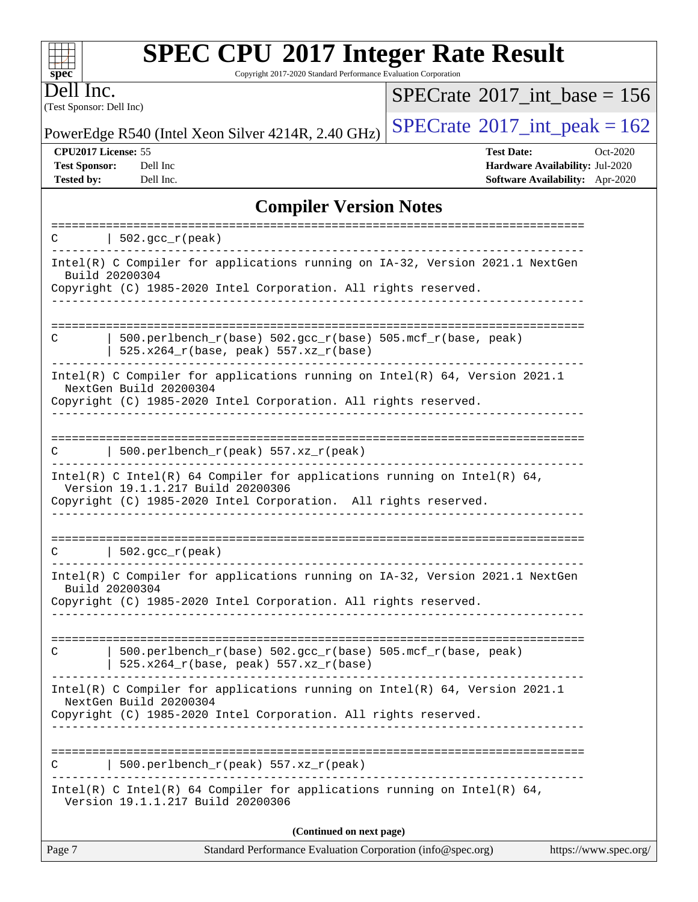## Compiler Version Notes

```
==============================================================================
C       | 502.gcc_r(peak)
------------------------------------------------------------------------------
Intel(R) C Compiler for applications running on IA-32, Version 2021.1 NextGen
  Build 20200304
Copyright (C) 1985-2020 Intel Corporation. All rights reserved.
------------------------------------------------------------------------------

==============================================================================
C       | 500.perlbench_r(base) 502.gcc_r(base) 505.mcf_r(base, peak)
        | 525.x264_r(base, peak) 557.xz_r(base)
------------------------------------------------------------------------------
Intel(R) C Compiler for applications running on Intel(R) 64, Version 2021.1
  NextGen Build 20200304
Copyright (C) 1985-2020 Intel Corporation. All rights reserved.
------------------------------------------------------------------------------

==============================================================================
C       | 500.perlbench_r(peak) 557.xz_r(peak)
------------------------------------------------------------------------------
Intel(R) C Intel(R) 64 Compiler for applications running on Intel(R) 64,
  Version 19.1.1.217 Build 20200306
Copyright (C) 1985-2020 Intel Corporation.  All rights reserved.
------------------------------------------------------------------------------

==============================================================================
C       | 502.gcc_r(peak)
------------------------------------------------------------------------------
Intel(R) C Compiler for applications running on IA-32, Version 2021.1 NextGen
  Build 20200304
Copyright (C) 1985-2020 Intel Corporation. All rights reserved.
------------------------------------------------------------------------------

==============================================================================
C       | 500.perlbench_r(base) 502.gcc_r(base) 505.mcf_r(base, peak)
        | 525.x264_r(base, peak) 557.xz_r(base)
------------------------------------------------------------------------------
Intel(R) C Compiler for applications running on Intel(R) 64, Version 2021.1
  NextGen Build 20200304
Copyright (C) 1985-2020 Intel Corporation. All rights reserved.
------------------------------------------------------------------------------

==============================================================================
C       | 500.perlbench_r(peak) 557.xz_r(peak)
------------------------------------------------------------------------------
Intel(R) C Intel(R) 64 Compiler for applications running on Intel(R) 64,
  Version 19.1.1.217 Build 20200306
```

**(Continued on next page)**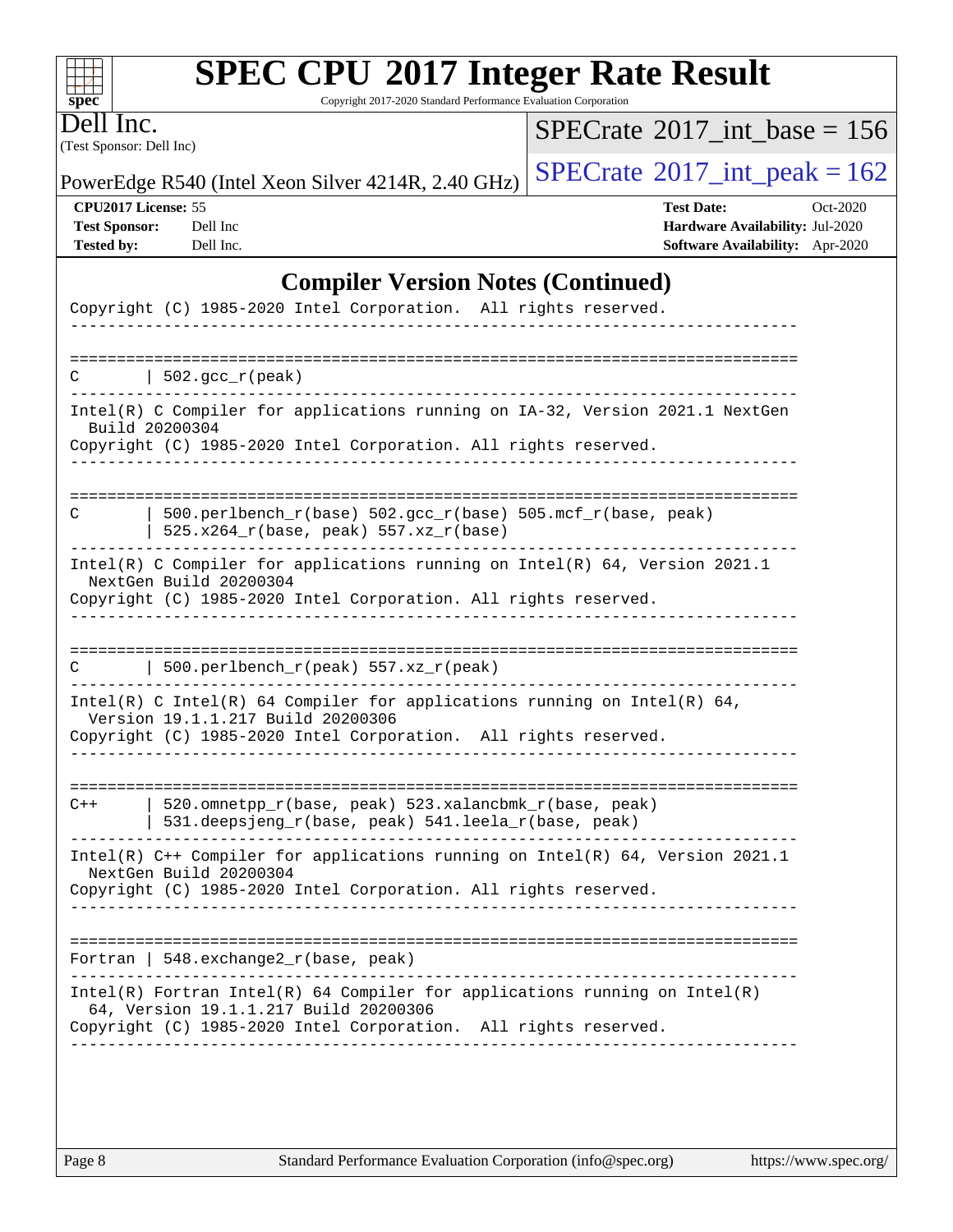## Compiler Version Notes (Continued)

```
Copyright (C) 1985-2020 Intel Corporation.  All rights reserved.
------------------------------------------------------------------------------

==============================================================================
C       | 502.gcc_r(peak)
------------------------------------------------------------------------------
Intel(R) C Compiler for applications running on IA-32, Version 2021.1 NextGen
  Build 20200304
Copyright (C) 1985-2020 Intel Corporation. All rights reserved.
------------------------------------------------------------------------------

==============================================================================
C       | 500.perlbench_r(base) 502.gcc_r(base) 505.mcf_r(base, peak)
        | 525.x264_r(base, peak) 557.xz_r(base)
------------------------------------------------------------------------------
Intel(R) C Compiler for applications running on Intel(R) 64, Version 2021.1
  NextGen Build 20200304
Copyright (C) 1985-2020 Intel Corporation. All rights reserved.
------------------------------------------------------------------------------

==============================================================================
C       | 500.perlbench_r(peak) 557.xz_r(peak)
------------------------------------------------------------------------------
Intel(R) C Intel(R) 64 Compiler for applications running on Intel(R) 64,
  Version 19.1.1.217 Build 20200306
Copyright (C) 1985-2020 Intel Corporation.  All rights reserved.
------------------------------------------------------------------------------

==============================================================================
C++     | 520.omnetpp_r(base, peak) 523.xalancbmk_r(base, peak)
        | 531.deepsjeng_r(base, peak) 541.leela_r(base, peak)
------------------------------------------------------------------------------
Intel(R) C++ Compiler for applications running on Intel(R) 64, Version 2021.1
  NextGen Build 20200304
Copyright (C) 1985-2020 Intel Corporation. All rights reserved.
------------------------------------------------------------------------------

==============================================================================
Fortran | 548.exchange2_r(base, peak)
------------------------------------------------------------------------------
Intel(R) Fortran Intel(R) 64 Compiler for applications running on Intel(R)
  64, Version 19.1.1.217 Build 20200306
Copyright (C) 1985-2020 Intel Corporation.  All rights reserved.
------------------------------------------------------------------------------
```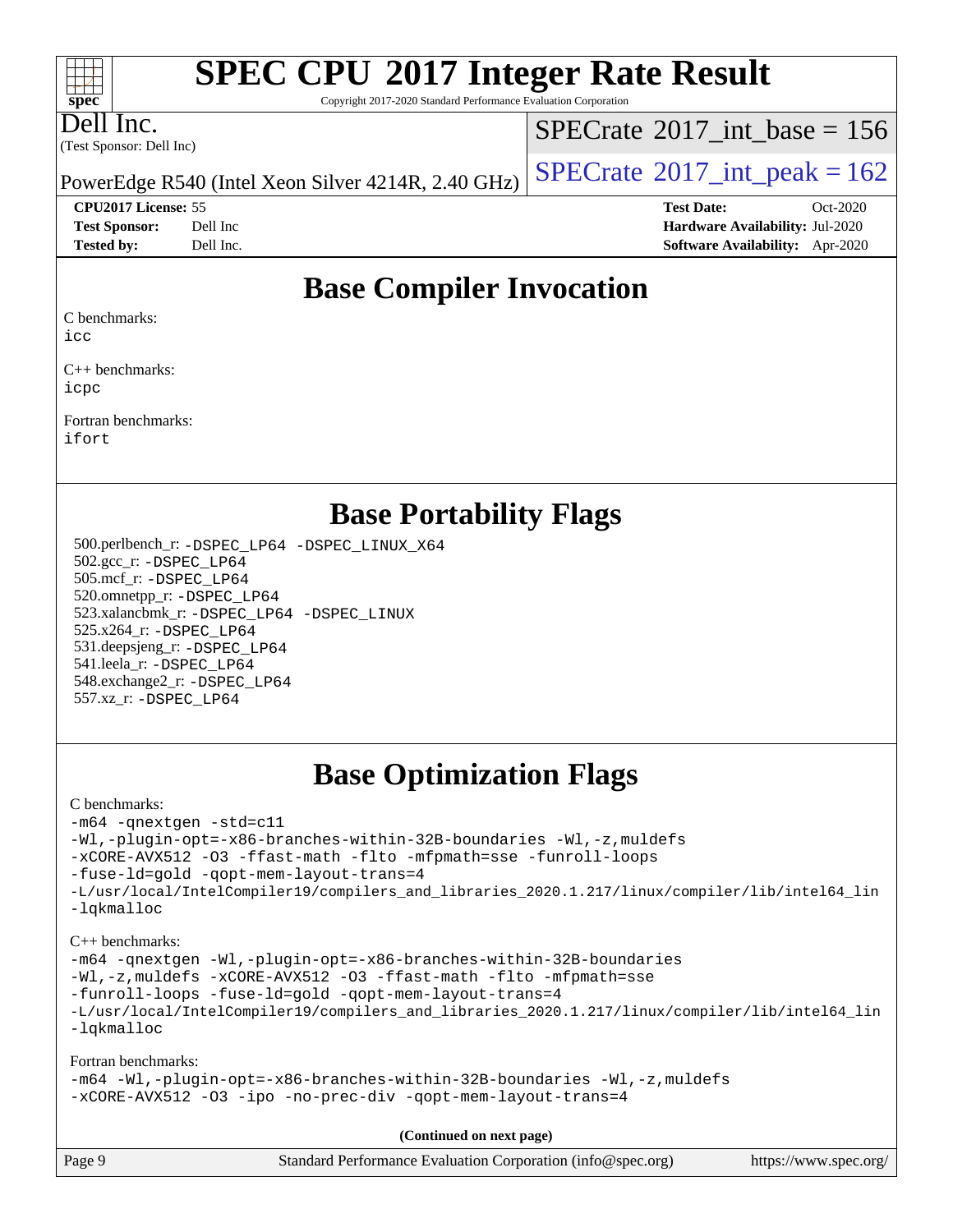# Base Compiler Invocation

C benchmarks:
icc

C++ benchmarks:
icpc

Fortran benchmarks:
ifort

# Base Portability Flags

500.perlbench_r: -DSPEC_LP64 -DSPEC_LINUX_X64
502.gcc_r: -DSPEC_LP64
505.mcf_r: -DSPEC_LP64
520.omnetpp_r: -DSPEC_LP64
523.xalancbmk_r: -DSPEC_LP64 -DSPEC_LINUX
525.x264_r: -DSPEC_LP64
531.deepsjeng_r: -DSPEC_LP64
541.leela_r: -DSPEC_LP64
548.exchange2_r: -DSPEC_LP64
557.xz_r: -DSPEC_LP64

# Base Optimization Flags

C benchmarks:

```
-m64 -qnextgen -std=c11
-Wl,-plugin-opt=-x86-branches-within-32B-boundaries -Wl,-z,muldefs
-xCORE-AVX512 -O3 -ffast-math -flto -mfpmath=sse -funroll-loops
-fuse-ld=gold -qopt-mem-layout-trans=4
-L/usr/local/IntelCompiler19/compilers_and_libraries_2020.1.217/linux/compiler/lib/intel64_lin
-lqkmalloc
```

C++ benchmarks:

```
-m64 -qnextgen -Wl,-plugin-opt=-x86-branches-within-32B-boundaries
-Wl,-z,muldefs -xCORE-AVX512 -O3 -ffast-math -flto -mfpmath=sse
-funroll-loops -fuse-ld=gold -qopt-mem-layout-trans=4
-L/usr/local/IntelCompiler19/compilers_and_libraries_2020.1.217/linux/compiler/lib/intel64_lin
-lqkmalloc
```

Fortran benchmarks:

```
-m64 -Wl,-plugin-opt=-x86-branches-within-32B-boundaries -Wl,-z,muldefs
-xCORE-AVX512 -O3 -ipo -no-prec-div -qopt-mem-layout-trans=4
```

**(Continued on next page)**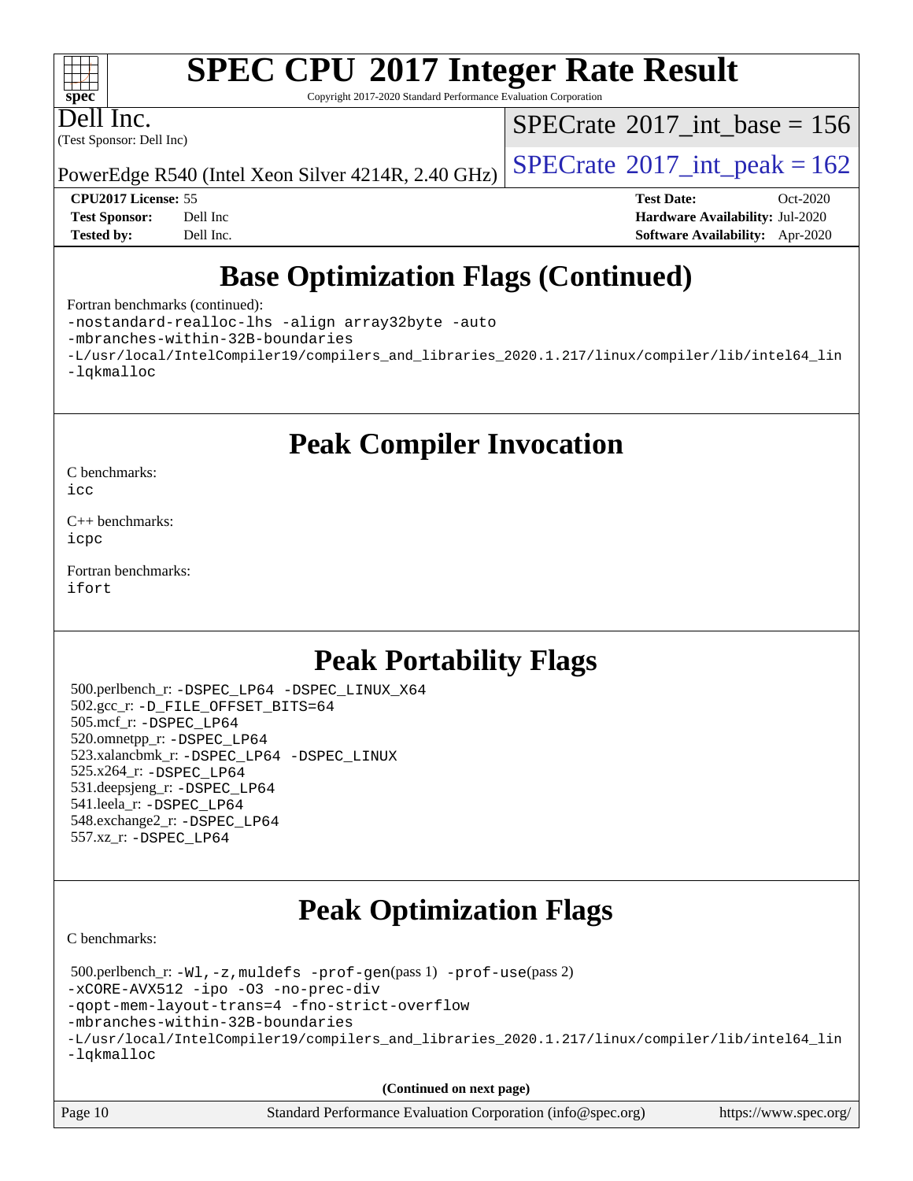# Base Optimization Flags (Continued)

Fortran benchmarks (continued):

```
-nostandard-realloc-lhs -align array32byte -auto
-mbranches-within-32B-boundaries
-L/usr/local/IntelCompiler19/compilers_and_libraries_2020.1.217/linux/compiler/lib/intel64_lin
-lqkmalloc
```

# Peak Compiler Invocation

C benchmarks:
icc

C++ benchmarks:
icpc

Fortran benchmarks:
ifort

# Peak Portability Flags

500.perlbench_r: -DSPEC_LP64 -DSPEC_LINUX_X64
502.gcc_r: -D_FILE_OFFSET_BITS=64
505.mcf_r: -DSPEC_LP64
520.omnetpp_r: -DSPEC_LP64
523.xalancbmk_r: -DSPEC_LP64 -DSPEC_LINUX
525.x264_r: -DSPEC_LP64
531.deepsjeng_r: -DSPEC_LP64
541.leela_r: -DSPEC_LP64
548.exchange2_r: -DSPEC_LP64
557.xz_r: -DSPEC_LP64

# Peak Optimization Flags

C benchmarks:

500.perlbench_r: -Wl,-z,muldefs -prof-gen(pass 1) -prof-use(pass 2)
-xCORE-AVX512 -ipo -O3 -no-prec-div
-qopt-mem-layout-trans=4 -fno-strict-overflow
-mbranches-within-32B-boundaries
-L/usr/local/IntelCompiler19/compilers_and_libraries_2020.1.217/linux/compiler/lib/intel64_lin
-lqkmalloc

**(Continued on next page)**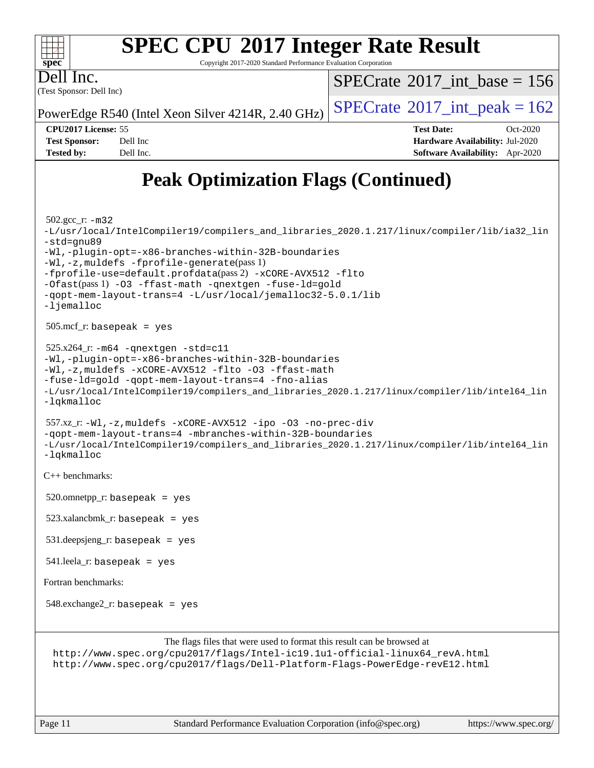# Peak Optimization Flags (Continued)

502.gcc_r: -m32
-L/usr/local/IntelCompiler19/compilers_and_libraries_2020.1.217/linux/compiler/lib/ia32_lin
-std=gnu89
-Wl,-plugin-opt=-x86-branches-within-32B-boundaries
-Wl,-z,muldefs -fprofile-generate(pass 1)
-fprofile-use=default.profdata(pass 2) -xCORE-AVX512 -flto
-Ofast(pass 1) -O3 -ffast-math -qnextgen -fuse-ld=gold
-qopt-mem-layout-trans=4 -L/usr/local/jemalloc32-5.0.1/lib
-ljemalloc

505.mcf_r: basepeak = yes

525.x264_r: -m64 -qnextgen -std=c11
-Wl,-plugin-opt=-x86-branches-within-32B-boundaries
-Wl,-z,muldefs -xCORE-AVX512 -flto -O3 -ffast-math
-fuse-ld=gold -qopt-mem-layout-trans=4 -fno-alias
-L/usr/local/IntelCompiler19/compilers_and_libraries_2020.1.217/linux/compiler/lib/intel64_lin
-lqkmalloc

557.xz_r: -Wl,-z,muldefs -xCORE-AVX512 -ipo -O3 -no-prec-div
-qopt-mem-layout-trans=4 -mbranches-within-32B-boundaries
-L/usr/local/IntelCompiler19/compilers_and_libraries_2020.1.217/linux/compiler/lib/intel64_lin
-lqkmalloc

C++ benchmarks:

520.omnetpp_r: basepeak = yes

523.xalancbmk_r: basepeak = yes

531.deepsjeng_r: basepeak = yes

541.leela_r: basepeak = yes

Fortran benchmarks:

548.exchange2_r: basepeak = yes

The flags files that were used to format this result can be browsed at
http://www.spec.org/cpu2017/flags/Intel-ic19.1u1-official-linux64_revA.html
http://www.spec.org/cpu2017/flags/Dell-Platform-Flags-PowerEdge-revE12.html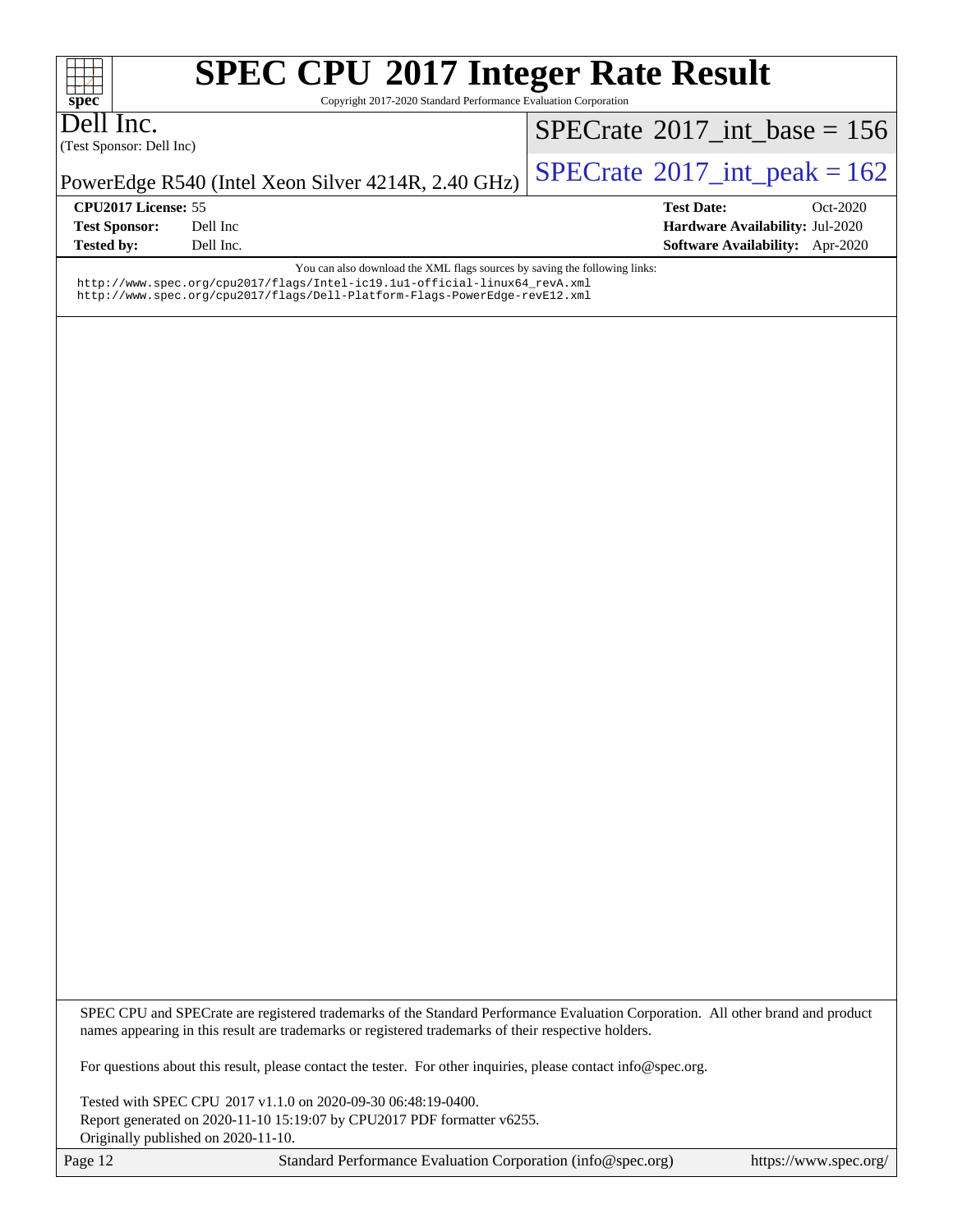You can also download the XML flags sources by saving the following links:

http://www.spec.org/cpu2017/flags/Intel-ic19.1u1-official-linux64_revA.xml
http://www.spec.org/cpu2017/flags/Dell-Platform-Flags-PowerEdge-revE12.xml

SPEC CPU and SPECrate are registered trademarks of the Standard Performance Evaluation Corporation. All other brand and product names appearing in this result are trademarks or registered trademarks of their respective holders.

For questions about this result, please contact the tester. For other inquiries, please contact info@spec.org.

Tested with SPEC CPU 2017 v1.1.0 on 2020-09-30 06:48:19-0400.
Report generated on 2020-11-10 15:19:07 by CPU2017 PDF formatter v6255.
Originally published on 2020-11-10.